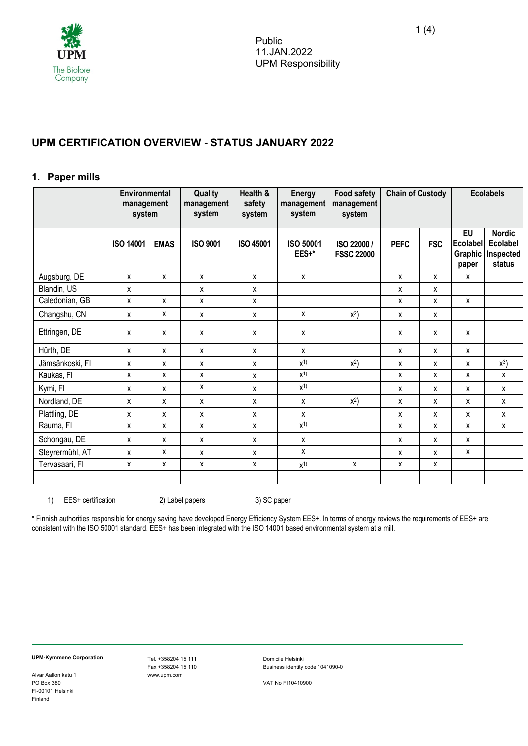Public
11.JAN.2022
UPM Responsibility

## UPM CERTIFICATION OVERVIEW - STATUS JANUARY 2022

### 1. Paper mills

| | Environmental management system | | Quality management system | Health & safety system | Energy management system | Food safety management system | Chain of Custody | | Ecolabels | |
|---|---|---|---|---|---|---|---|---|---|---|
| | ISO 14001 | EMAS | ISO 9001 | ISO 45001 | ISO 50001 EES+* | ISO 22000 / FSSC 22000 | PEFC | FSC | EU Ecolabel Graphic paper | Nordic Ecolabel Inspected status |
| Augsburg, DE | x | x | x | x | x | | x | x | x | |
| Blandin, US | x | | x | x | | | x | x | | |
| Caledonian, GB | x | x | x | x | | | x | x | x | |
| Changshu, CN | x | x | x | x | x | x[2] | x | x | | |
| Ettringen, DE | x | x | x | x | x | | x | x | x | |
| Hürth, DE | x | x | x | x | x | | x | x | x | |
| Jämsänkoski, FI | x | x | x | x | x[1] | x[2] | x | x | x | x[3] |
| Kaukas, FI | x | x | x | x | x[1] | | x | x | x | x |
| Kymi, FI | x | x | x | x | x[1] | | x | x | x | x |
| Nordland, DE | x | x | x | x | x | x[2] | x | x | x | x |
| Plattling, DE | x | x | x | x | x | | x | x | x | x |
| Rauma, FI | x | x | x | x | x[1] | | x | x | x | x |
| Schongau, DE | x | x | x | x | x | | x | x | x | |
| Steyrermühl, AT | x | x | x | x | x | | x | x | x | |
| Tervasaari, FI | x | x | x | x | x[1] | x | x | x | | |
| | | | | | | | | | | |

1) EES+ certification 2) Label papers 3) SC paper

* Finnish authorities responsible for energy saving have developed Energy Efficiency System EES+. In terms of energy reviews the requirements of EES+ are consistent with the ISO 50001 standard. EES+ has been integrated with the ISO 14001 based environmental system at a mill.

**UPM-Kymmene Corporation**

Alvar Aallon katu 1
PO Box 380
FI-00101 Helsinki
Finland

Tel. +358204 15 111
Fax +358204 15 110
www.upm.com

Domicile Helsinki
Business identity code 1041090-0

VAT No FI10410900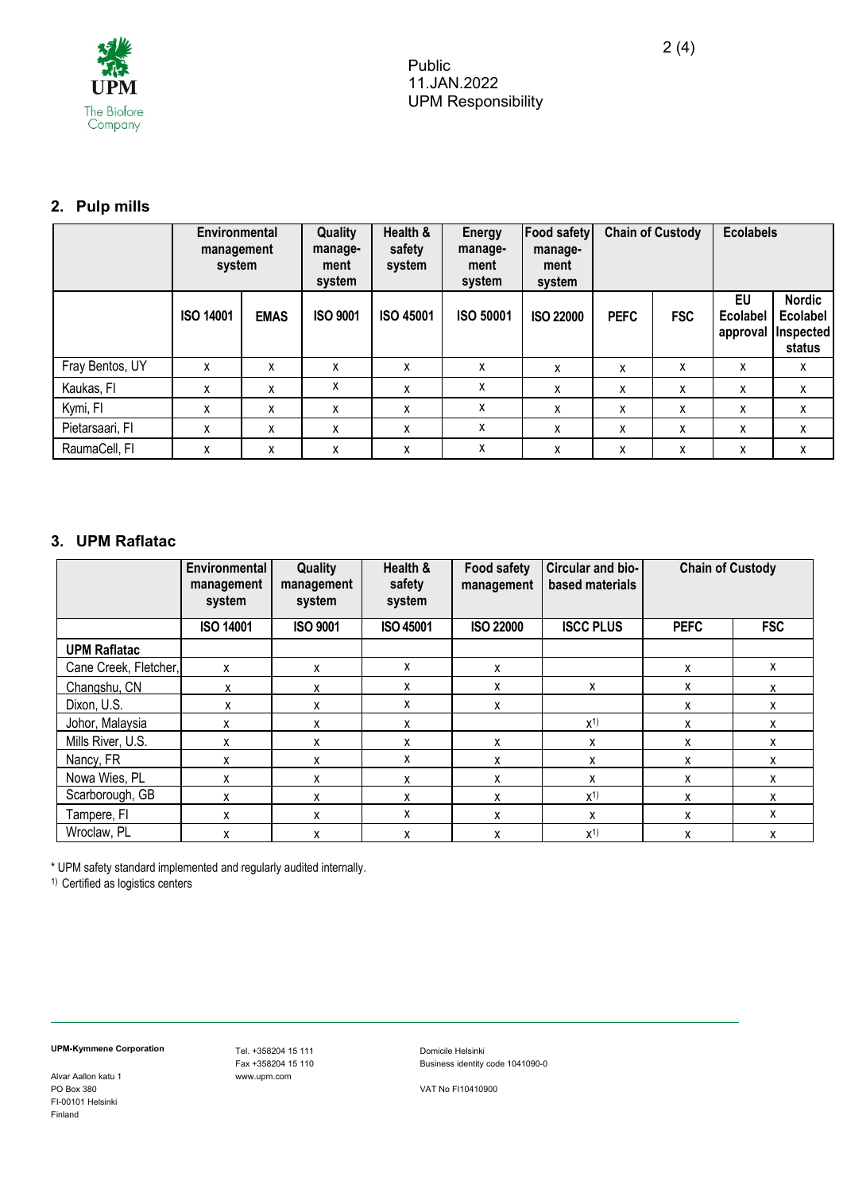## 2. Pulp mills

| | Environmental management system | | Quality manage-ment system | Health & safety system | Energy manage-ment system | Food safety manage-ment system | Chain of Custody | | Ecolabels | |
|---|---|---|---|---|---|---|---|---|---|---|
| | ISO 14001 | EMAS | ISO 9001 | ISO 45001 | ISO 50001 | ISO 22000 | PEFC | FSC | EU Ecolabel approval | Nordic Ecolabel Inspected status |
| Fray Bentos, UY | x | x | x | x | x | x | x | x | x | x |
| Kaukas, FI | x | x | x | x | x | x | x | x | x | x |
| Kymi, FI | x | x | x | x | x | x | x | x | x | x |
| Pietarsaari, FI | x | x | x | x | x | x | x | x | x | x |
| RaumaCell, FI | x | x | x | x | x | x | x | x | x | x |

## 3. UPM Raflatac

| | Environmental management system | Quality management system | Health & safety system | Food safety management | Circular and bio-based materials | Chain of Custody | |
|---|---|---|---|---|---|---|---|
| | ISO 14001 | ISO 9001 | ISO 45001 | ISO 22000 | ISCC PLUS | PEFC | FSC |
| **UPM Raflatac** | | | | | | | |
| Cane Creek, Fletcher, | x | x | x | x | | x | x |
| Changshu, CN | x | x | x | x | x | x | x |
| Dixon, U.S. | x | x | x | x | | x | x |
| Johor, Malaysia | x | x | x | | x[1] | x | x |
| Mills River, U.S. | x | x | x | x | x | x | x |
| Nancy, FR | x | x | x | x | x | x | x |
| Nowa Wies, PL | x | x | x | x | x | x | x |
| Scarborough, GB | x | x | x | x | x[1] | x | x |
| Tampere, FI | x | x | x | x | x | x | x |
| Wroclaw, PL | x | x | x | x | x[1] | x | x |

* UPM safety standard implemented and regularly audited internally.

[1] Certified as logistics centers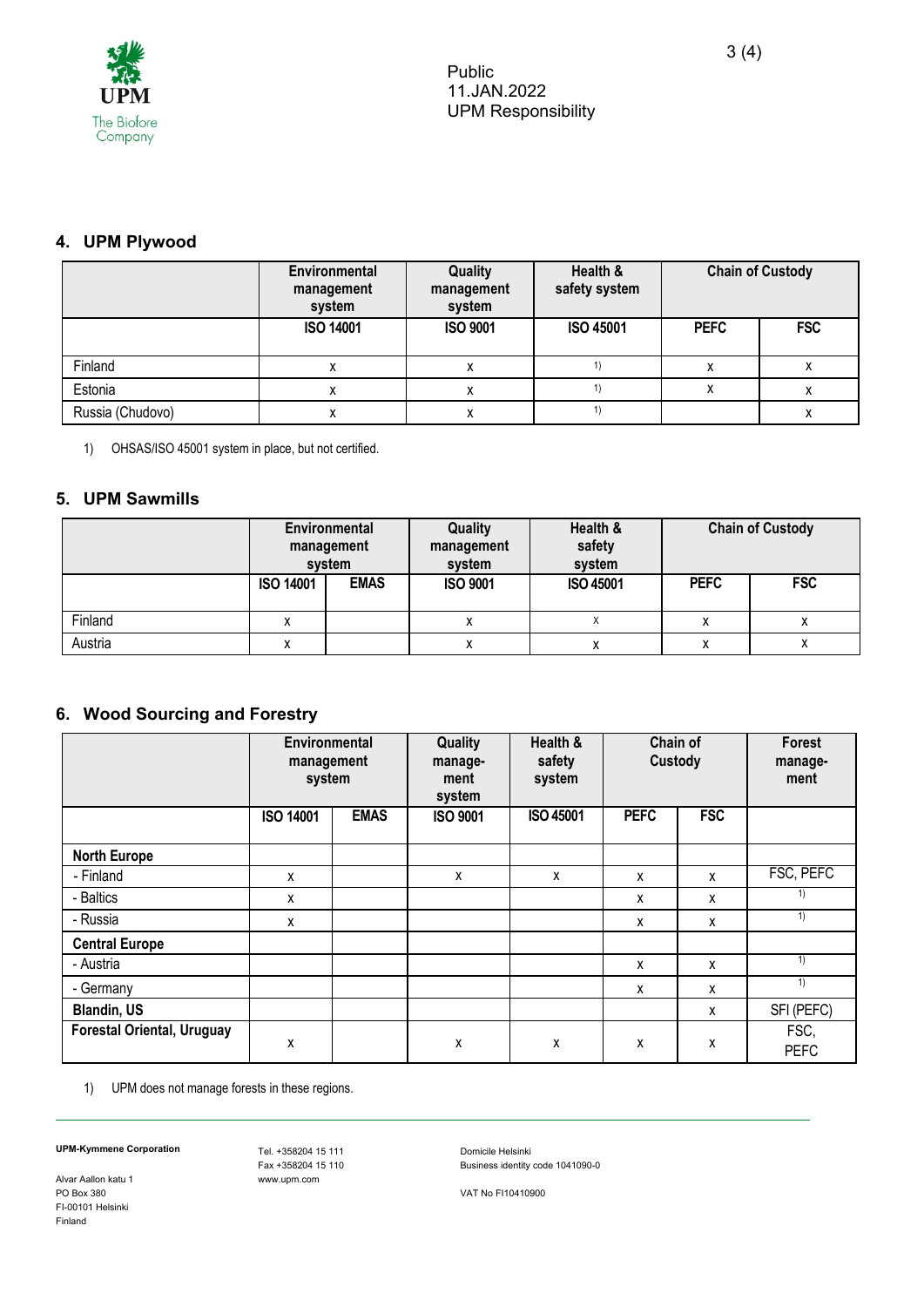## 4. UPM Plywood

| | Environmental management system | Quality management system | Health & safety system | Chain of Custody | |
|---|---|---|---|---|---|
| | ISO 14001 | ISO 9001 | ISO 45001 | PEFC | FSC |
| Finland | x | x | 1) | x | x |
| Estonia | x | x | 1) | x | x |
| Russia (Chudovo) | x | x | 1) | | x |

1) OHSAS/ISO 45001 system in place, but not certified.

## 5. UPM Sawmills

| | Environmental management system | | Quality management system | Health & safety system | Chain of Custody | |
|---|---|---|---|---|---|---|
| | ISO 14001 | EMAS | ISO 9001 | ISO 45001 | PEFC | FSC |
| Finland | x | | x | x | x | x |
| Austria | x | | x | x | x | x |

## 6. Wood Sourcing and Forestry

| | Environmental management system | | Quality management system | Health & safety system | Chain of Custody | | Forest management |
|---|---|---|---|---|---|---|---|
| | ISO 14001 | EMAS | ISO 9001 | ISO 45001 | PEFC | FSC | |
| **North Europe** | | | | | | | |
| - Finland | x | | x | x | x | x | FSC, PEFC |
| - Baltics | x | | | | x | x | 1) |
| - Russia | x | | | | x | x | 1) |
| **Central Europe** | | | | | | | |
| - Austria | | | | | x | x | 1) |
| - Germany | | | | | x | x | 1) |
| **Blandin, US** | | | | | | x | SFI (PEFC) |
| **Forestal Oriental, Uruguay** | x | | x | x | x | x | FSC, PEFC |

1) UPM does not manage forests in these regions.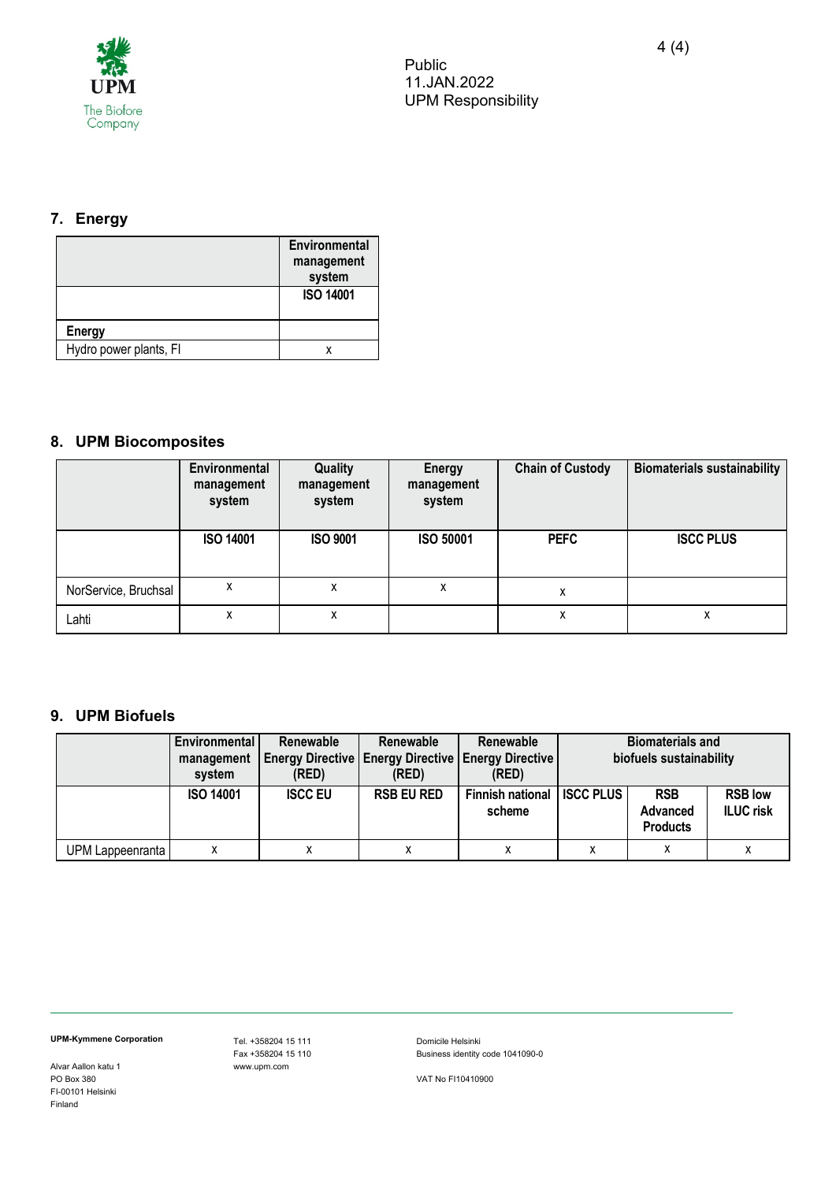## 7. Energy

| | Environmental management system |
|---|---|
| | ISO 14001 |
| **Energy** | |
| Hydro power plants, FI | x |

## 8. UPM Biocomposites

| | Environmental management system | Quality management system | Energy management system | Chain of Custody | Biomaterials sustainability |
|---|---|---|---|---|---|
| | ISO 14001 | ISO 9001 | ISO 50001 | PEFC | ISCC PLUS |
| NorService, Bruchsal | x | x | x | x | |
| Lahti | x | x | | x | x |

## 9. UPM Biofuels

| | Environmental management system | Renewable Energy Directive (RED) | Renewable Energy Directive (RED) | Renewable Energy Directive (RED) | Biomaterials and biofuels sustainability | | |
|---|---|---|---|---|---|---|---|
| | ISO 14001 | ISCC EU | RSB EU RED | Finnish national scheme | ISCC PLUS | RSB Advanced Products | RSB low ILUC risk |
| UPM Lappeenranta | x | x | x | x | x | x | x |

**UPM-Kymmene Corporation**

Alvar Aallon katu 1
PO Box 380
FI-00101 Helsinki
Finland

Tel. +358204 15 111
Fax +358204 15 110
www.upm.com

Domicile Helsinki
Business identity code 1041090-0

VAT No FI10410900